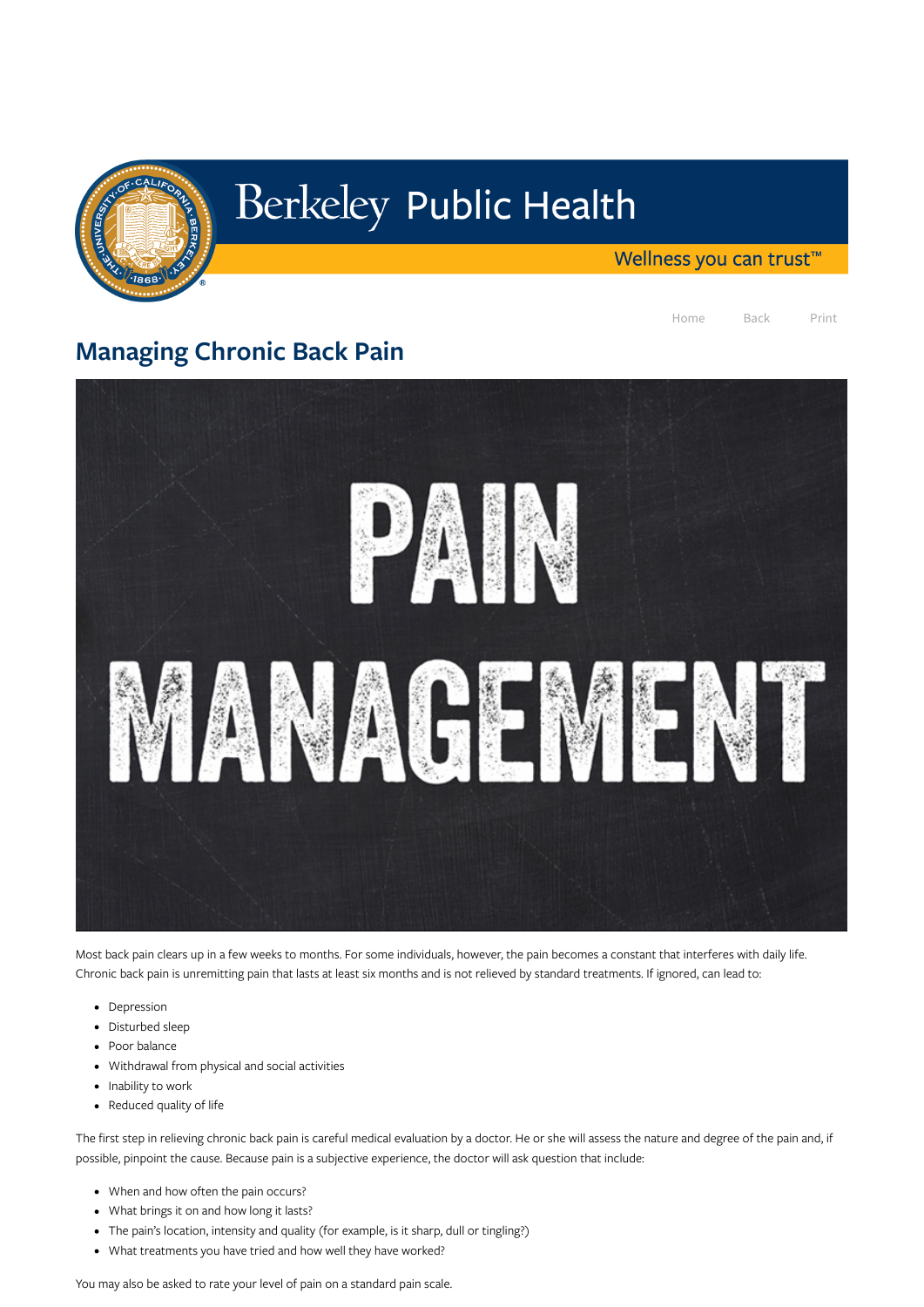# Managing Chronic Back Pain

Most back pain clears up in a few weeks to months. For some individuals, however, the pain becomes a constant that interferes with daily life. Chronic back pain is unremitting pain that lasts at least six months and is not relieved by standard treatments. If ignored, can lead to:

- Depression
- Disturbed sleep
- Poor balance
- Withdrawal from physical and social activities
- Inability to work
- Reduced quality of life

The first step in relieving chronic back pain is careful medical evaluation by a doctor. He or she will assess the nature and degree of the pain and, if possible, pinpoint the cause. Because pain is a subjective experience, the doctor will ask question that include:

- When and how often the pain occurs?
- What brings it on and how long it lasts?
- The pain's location, intensity and quality (for example, is it sharp, dull or tingling?)
- What treatments you have tried and how well they have worked?

You may also be asked to rate your level of pain on a standard pain scale.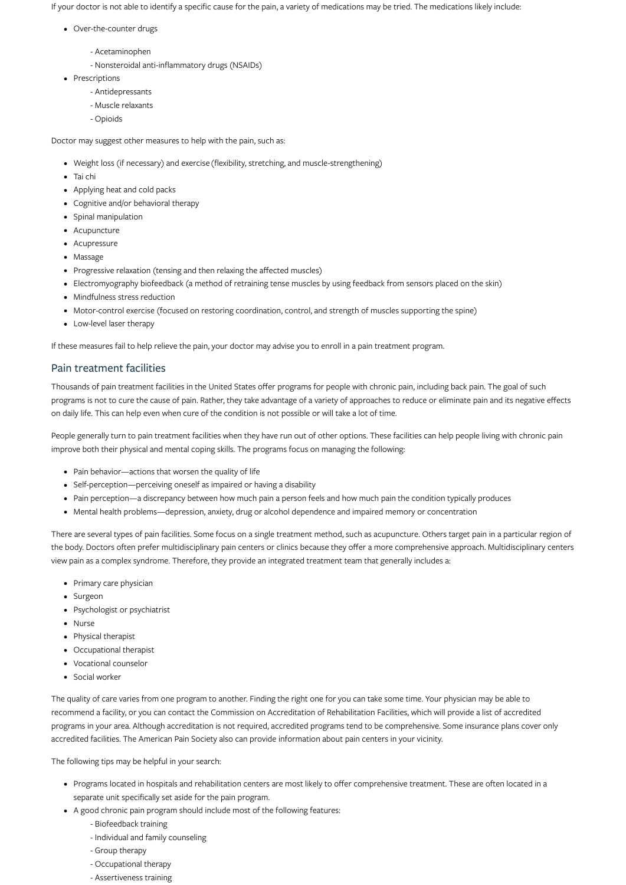If your doctor is not able to identify a specific cause for the pain, a variety of medications may be tried. The medications likely include:

- Over-the-counter drugs
  - Acetaminophen
  - Nonsteroidal anti-inflammatory drugs (NSAIDs)
- Prescriptions
  - Antidepressants
  - Muscle relaxants
  - Opioids

Doctor may suggest other measures to help with the pain, such as:

- Weight loss (if necessary) and exercise (flexibility, stretching, and muscle-strengthening)
- Tai chi
- Applying heat and cold packs
- Cognitive and/or behavioral therapy
- Spinal manipulation
- Acupuncture
- Acupressure
- Massage
- Progressive relaxation (tensing and then relaxing the affected muscles)
- Electromyography biofeedback (a method of retraining tense muscles by using feedback from sensors placed on the skin)
- Mindfulness stress reduction
- Motor-control exercise (focused on restoring coordination, control, and strength of muscles supporting the spine)
- Low-level laser therapy

If these measures fail to help relieve the pain, your doctor may advise you to enroll in a pain treatment program.

## Pain treatment facilities

Thousands of pain treatment facilities in the United States offer programs for people with chronic pain, including back pain. The goal of such programs is not to cure the cause of pain. Rather, they take advantage of a variety of approaches to reduce or eliminate pain and its negative effects on daily life. This can help even when cure of the condition is not possible or will take a lot of time.

People generally turn to pain treatment facilities when they have run out of other options. These facilities can help people living with chronic pain improve both their physical and mental coping skills. The programs focus on managing the following:

- Pain behavior—actions that worsen the quality of life
- Self-perception—perceiving oneself as impaired or having a disability
- Pain perception—a discrepancy between how much pain a person feels and how much pain the condition typically produces
- Mental health problems—depression, anxiety, drug or alcohol dependence and impaired memory or concentration

There are several types of pain facilities. Some focus on a single treatment method, such as acupuncture. Others target pain in a particular region of the body. Doctors often prefer multidisciplinary pain centers or clinics because they offer a more comprehensive approach. Multidisciplinary centers view pain as a complex syndrome. Therefore, they provide an integrated treatment team that generally includes a:

- Primary care physician
- Surgeon
- Psychologist or psychiatrist
- Nurse
- Physical therapist
- Occupational therapist
- Vocational counselor
- Social worker

The quality of care varies from one program to another. Finding the right one for you can take some time. Your physician may be able to recommend a facility, or you can contact the Commission on Accreditation of Rehabilitation Facilities, which will provide a list of accredited programs in your area. Although accreditation is not required, accredited programs tend to be comprehensive. Some insurance plans cover only accredited facilities. The American Pain Society also can provide information about pain centers in your vicinity.

The following tips may be helpful in your search:

- Programs located in hospitals and rehabilitation centers are most likely to offer comprehensive treatment. These are often located in a separate unit specifically set aside for the pain program.
- A good chronic pain program should include most of the following features:
  - Biofeedback training
  - Individual and family counseling
  - Group therapy
  - Occupational therapy
  - Assertiveness training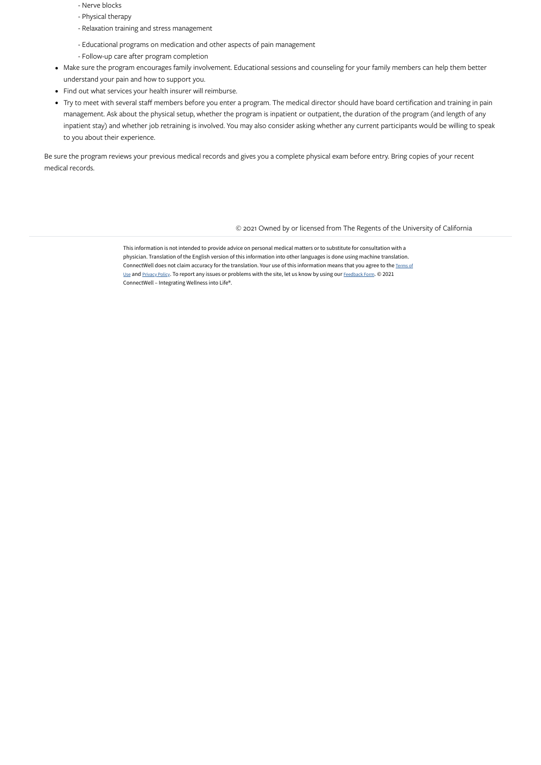- Nerve blocks
  - Physical therapy
  - Relaxation training and stress management
  - Educational programs on medication and other aspects of pain management
  - Follow-up care after program completion
- Make sure the program encourages family involvement. Educational sessions and counseling for your family members can help them better understand your pain and how to support you.
- Find out what services your health insurer will reimburse.
- Try to meet with several staff members before you enter a program. The medical director should have board certification and training in pain management. Ask about the physical setup, whether the program is inpatient or outpatient, the duration of the program (and length of any inpatient stay) and whether job retraining is involved. You may also consider asking whether any current participants would be willing to speak to you about their experience.

Be sure the program reviews your previous medical records and gives you a complete physical exam before entry. Bring copies of your recent medical records.

© 2021 Owned by or licensed from The Regents of the University of California

This information is not intended to provide advice on personal medical matters or to substitute for consultation with a physician. Translation of the English version of this information into other languages is done using machine translation. ConnectWell does not claim accuracy for the translation. Your use of this information means that you agree to the Terms of Use and Privacy Policy. To report any issues or problems with the site, let us know by using our Feedback Form. © 2021 ConnectWell – Integrating Wellness into Life®.